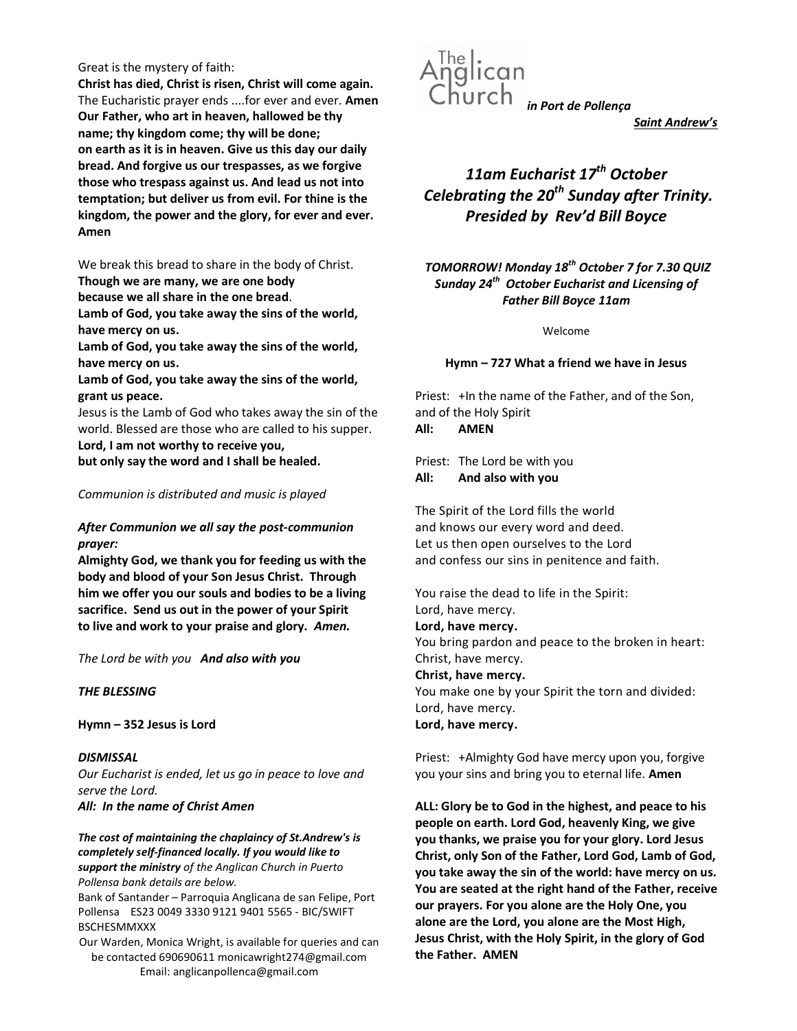Great is the mystery of faith:

**Christ has died, Christ is risen, Christ will come again.**

The Eucharistic prayer ends ....for ever and ever. **Amen**

**Our Father, who art in heaven, hallowed be thy name; thy kingdom come; thy will be done; on earth as it is in heaven. Give us this day our daily bread. And forgive us our trespasses, as we forgive those who trespass against us. And lead us not into temptation; but deliver us from evil. For thine is the kingdom, the power and the glory, for ever and ever. Amen**

We break this bread to share in the body of Christ.

**Though we are many, we are one body because we all share in the one bread**.

**Lamb of God, you take away the sins of the world, have mercy on us.**

**Lamb of God, you take away the sins of the world, have mercy on us.**

**Lamb of God, you take away the sins of the world, grant us peace.**

Jesus is the Lamb of God who takes away the sin of the world. Blessed are those who are called to his supper.

**Lord, I am not worthy to receive you, but only say the word and I shall be healed.**

*Communion is distributed and music is played*

***After Communion we all say the post-communion prayer:***

**Almighty God, we thank you for feeding us with the body and blood of your Son Jesus Christ. Through him we offer you our souls and bodies to be a living sacrifice. Send us out in the power of your Spirit to live and work to your praise and glory.** ***Amen.***

*The Lord be with you* ***And also with you***

***THE BLESSING***

**Hymn – 352 Jesus is Lord**

***DISMISSAL***

*Our Eucharist is ended, let us go in peace to love and serve the Lord.*

***All: In the name of Christ Amen***

***The cost of maintaining the chaplaincy of St.Andrew's is completely self-financed locally. If you would like to support the ministry*** *of the Anglican Church in Puerto Pollensa bank details are below.*

Bank of Santander – Parroquia Anglicana de san Felipe, Port Pollensa ES23 0049 3330 9121 9401 5565 - BIC/SWIFT BSCHESMMXXX

Our Warden, Monica Wright, is available for queries and can be contacted 690690611 monicawright274@gmail.com
Email: anglicanpollenca@gmail.com

The Anglican Church ***in Port de Pollença***

***Saint Andrew's***

# *11am Eucharist 17th October Celebrating the 20th Sunday after Trinity. Presided by Rev'd Bill Boyce*

***TOMORROW! Monday 18th October 7 for 7.30 QUIZ***
***Sunday 24th October Eucharist and Licensing of Father Bill Boyce 11am***

Welcome

**Hymn – 727 What a friend we have in Jesus**

Priest: +In the name of the Father, and of the Son, and of the Holy Spirit
**All: AMEN**

Priest: The Lord be with you
**All: And also with you**

The Spirit of the Lord fills the world
and knows our every word and deed.
Let us then open ourselves to the Lord
and confess our sins in penitence and faith.

You raise the dead to life in the Spirit:
Lord, have mercy.
**Lord, have mercy.**
You bring pardon and peace to the broken in heart:
Christ, have mercy.
**Christ, have mercy.**
You make one by your Spirit the torn and divided:
Lord, have mercy.
**Lord, have mercy.**

Priest: +Almighty God have mercy upon you, forgive you your sins and bring you to eternal life. **Amen**

**ALL: Glory be to God in the highest, and peace to his people on earth. Lord God, heavenly King, we give you thanks, we praise you for your glory. Lord Jesus Christ, only Son of the Father, Lord God, Lamb of God, you take away the sin of the world: have mercy on us. You are seated at the right hand of the Father, receive our prayers. For you alone are the Holy One, you alone are the Lord, you alone are the Most High, Jesus Christ, with the Holy Spirit, in the glory of God the Father. AMEN**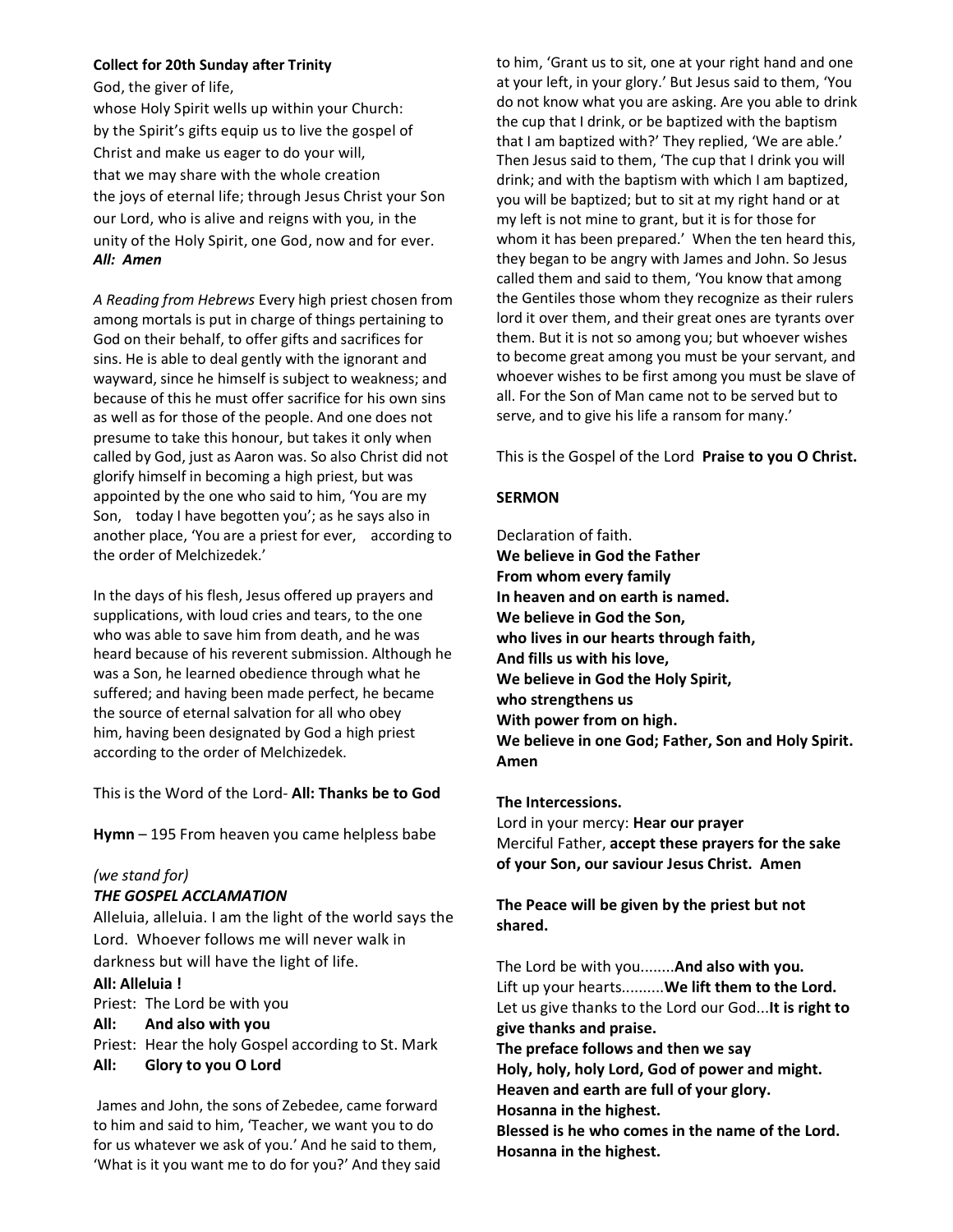**Collect for 20th Sunday after Trinity**

God, the giver of life,
whose Holy Spirit wells up within your Church:
by the Spirit's gifts equip us to live the gospel of Christ and make us eager to do your will,
that we may share with the whole creation
the joys of eternal life; through Jesus Christ your Son our Lord, who is alive and reigns with you, in the unity of the Holy Spirit, one God, now and for ever.
***All: Amen***

*A Reading from Hebrews* Every high priest chosen from among mortals is put in charge of things pertaining to God on their behalf, to offer gifts and sacrifices for sins. He is able to deal gently with the ignorant and wayward, since he himself is subject to weakness; and because of this he must offer sacrifice for his own sins as well as for those of the people. And one does not presume to take this honour, but takes it only when called by God, just as Aaron was. So also Christ did not glorify himself in becoming a high priest, but was appointed by the one who said to him, 'You are my Son, today I have begotten you'; as he says also in another place, 'You are a priest for ever, according to the order of Melchizedek.'

In the days of his flesh, Jesus offered up prayers and supplications, with loud cries and tears, to the one who was able to save him from death, and he was heard because of his reverent submission. Although he was a Son, he learned obedience through what he suffered; and having been made perfect, he became the source of eternal salvation for all who obey him, having been designated by God a high priest according to the order of Melchizedek.

This is the Word of the Lord- **All: Thanks be to God**

**Hymn** – 195 From heaven you came helpless babe

*(we stand for)*

***THE GOSPEL ACCLAMATION***

Alleluia, alleluia. I am the light of the world says the Lord. Whoever follows me will never walk in darkness but will have the light of life.

**All: Alleluia !**

Priest: The Lord be with you
**All: And also with you**
Priest: Hear the holy Gospel according to St. Mark
**All: Glory to you O Lord**

James and John, the sons of Zebedee, came forward to him and said to him, 'Teacher, we want you to do for us whatever we ask of you.' And he said to them, 'What is it you want me to do for you?' And they said to him, 'Grant us to sit, one at your right hand and one at your left, in your glory.' But Jesus said to them, 'You do not know what you are asking. Are you able to drink the cup that I drink, or be baptized with the baptism that I am baptized with?' They replied, 'We are able.' Then Jesus said to them, 'The cup that I drink you will drink; and with the baptism with which I am baptized, you will be baptized; but to sit at my right hand or at my left is not mine to grant, but it is for those for whom it has been prepared.' When the ten heard this, they began to be angry with James and John. So Jesus called them and said to them, 'You know that among the Gentiles those whom they recognize as their rulers lord it over them, and their great ones are tyrants over them. But it is not so among you; but whoever wishes to become great among you must be your servant, and whoever wishes to be first among you must be slave of all. For the Son of Man came not to be served but to serve, and to give his life a ransom for many.'

This is the Gospel of the Lord **Praise to you O Christ.**

**SERMON**

Declaration of faith.
**We believe in God the Father**
**From whom every family**
**In heaven and on earth is named.**
**We believe in God the Son,**
**who lives in our hearts through faith,**
**And fills us with his love,**
**We believe in God the Holy Spirit,**
**who strengthens us**
**With power from on high.**
**We believe in one God; Father, Son and Holy Spirit.**
**Amen**

**The Intercessions.**

Lord in your mercy: **Hear our prayer**
Merciful Father, **accept these prayers for the sake of your Son, our saviour Jesus Christ. Amen**

**The Peace will be given by the priest but not shared.**

The Lord be with you........**And also with you.**
Lift up your hearts.........**We lift them to the Lord.**
Let us give thanks to the Lord our God...**It is right to give thanks and praise.**
**The preface follows and then we say**
**Holy, holy, holy Lord, God of power and might.**
**Heaven and earth are full of your glory.**
**Hosanna in the highest.**
**Blessed is he who comes in the name of the Lord.**
**Hosanna in the highest.**